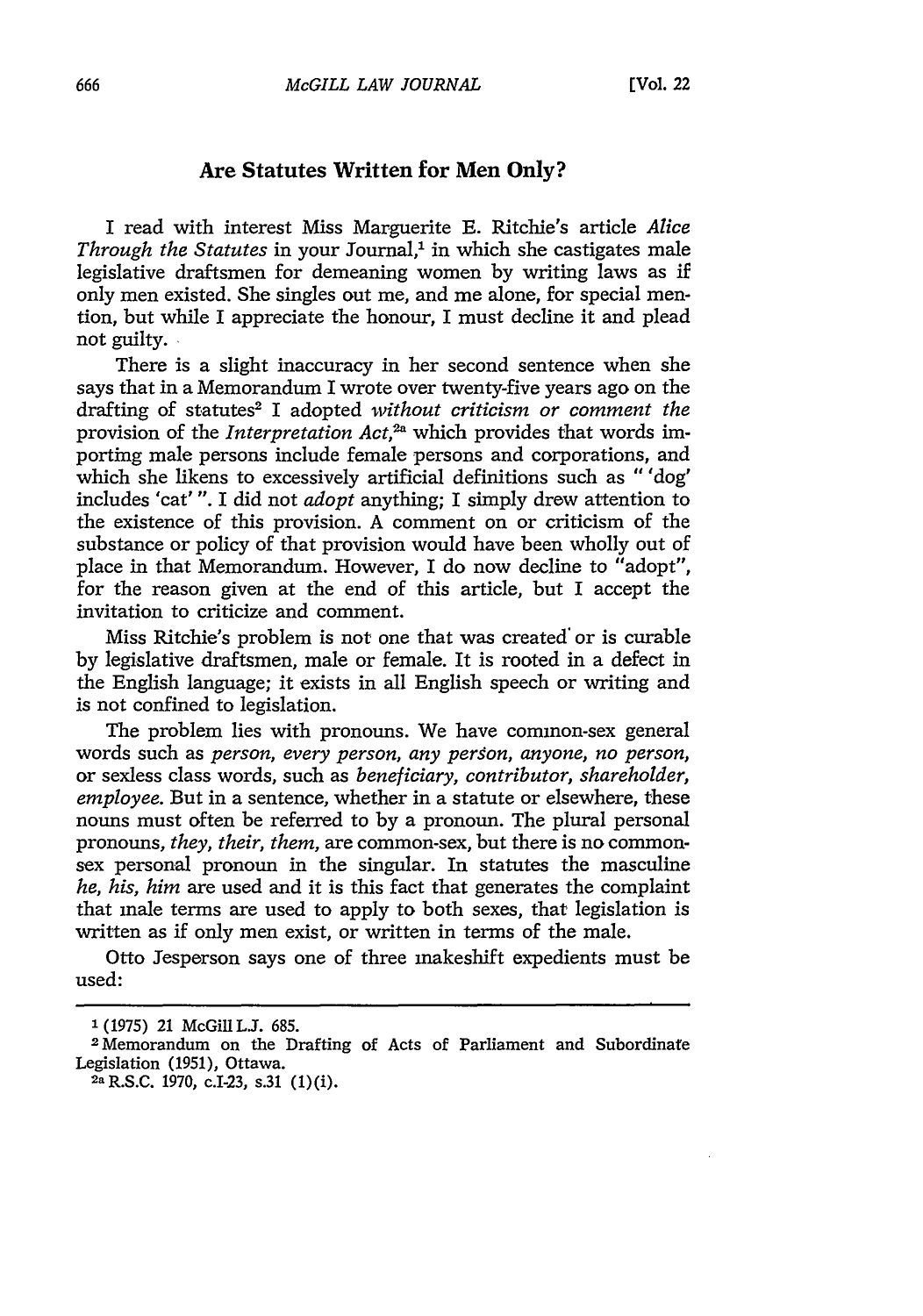## Are Statutes Written for Men Only?

I read with interest Miss Marguerite E. Ritchie's article *Alice Through the Statutes* in your Journal,[1] in which she castigates male legislative draftsmen for demeaning women by writing laws as if only men existed. She singles out me, and me alone, for special mention, but while I appreciate the honour, I must decline it and plead not guilty.

There is a slight inaccuracy in her second sentence when she says that in a Memorandum I wrote over twenty-five years ago on the drafting of statutes[2] I adopted *without criticism or comment the* provision of the *Interpretation Act*,[2a] which provides that words importing male persons include female persons and corporations, and which she likens to excessively artificial definitions such as " 'dog' includes 'cat' ". I did not *adopt* anything; I simply drew attention to the existence of this provision. A comment on or criticism of the substance or policy of that provision would have been wholly out of place in that Memorandum. However, I do now decline to "adopt", for the reason given at the end of this article, but I accept the invitation to criticize and comment.

Miss Ritchie's problem is not one that was created or is curable by legislative draftsmen, male or female. It is rooted in a defect in the English language; it exists in all English speech or writing and is not confined to legislation.

The problem lies with pronouns. We have common-sex general words such as *person, every person, any person, anyone, no person*, or sexless class words, such as *beneficiary, contributor, shareholder, employee*. But in a sentence, whether in a statute or elsewhere, these nouns must often be referred to by a pronoun. The plural personal pronouns, *they, their, them*, are common-sex, but there is no common-sex personal pronoun in the singular. In statutes the masculine *he, his, him* are used and it is this fact that generates the complaint that male terms are used to apply to both sexes, that legislation is written as if only men exist, or written in terms of the male.

Otto Jesperson says one of three makeshift expedients must be used:

---

[1] (1975) 21 McGill L.J. 685.

[2] Memorandum on the Drafting of Acts of Parliament and Subordinate Legislation (1951), Ottawa.

[2a] R.S.C. 1970, c.I-23, s.31 (1)(i).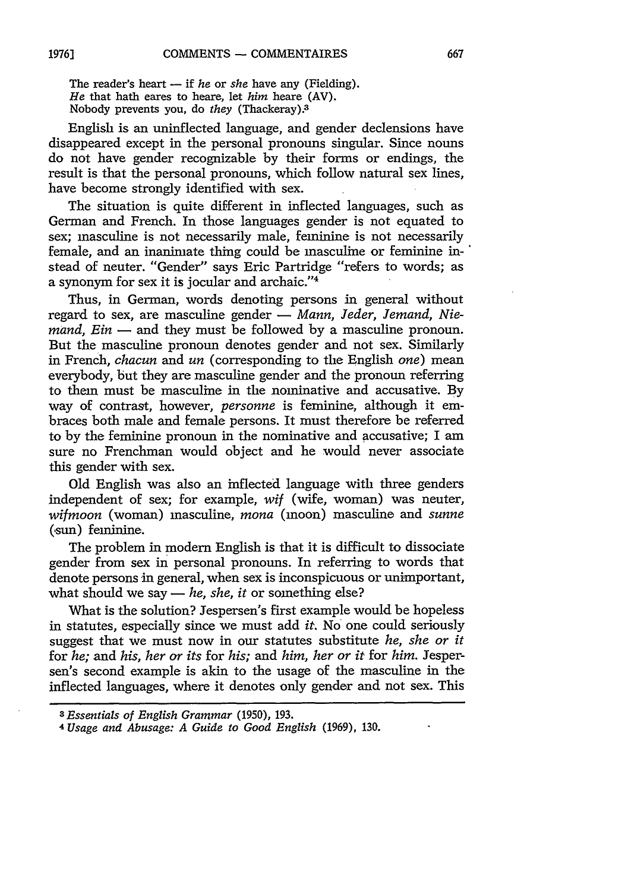The reader's heart — if *he* or *she* have any (Fielding).
*He* that hath eares to heare, let *him* heare (AV).
Nobody prevents you, do *they* (Thackeray).[3]

English is an uninflected language, and gender declensions have disappeared except in the personal pronouns singular. Since nouns do not have gender recognizable by their forms or endings, the result is that the personal pronouns, which follow natural sex lines, have become strongly identified with sex.

The situation is quite different in inflected languages, such as German and French. In those languages gender is not equated to sex; masculine is not necessarily male, feminine is not necessarily female, and an inanimate thing could be masculine or feminine instead of neuter. "Gender" says Eric Partridge "refers to words; as a synonym for sex it is jocular and archaic."[4]

Thus, in German, words denoting persons in general without regard to sex, are masculine gender — *Mann, Jeder, Jemand, Niemand, Ein* — and they must be followed by a masculine pronoun. But the masculine pronoun denotes gender and not sex. Similarly in French, *chacun* and *un* (corresponding to the English *one*) mean everybody, but they are masculine gender and the pronoun referring to them must be masculine in the nominative and accusative. By way of contrast, however, *personne* is feminine, although it embraces both male and female persons. It must therefore be referred to by the feminine pronoun in the nominative and accusative; I am sure no Frenchman would object and he would never associate this gender with sex.

Old English was also an inflected language with three genders independent of sex; for example, *wif* (wife, woman) was neuter, *wifmoon* (woman) masculine, *mona* (moon) masculine and *sunne* (sun) feminine.

The problem in modern English is that it is difficult to dissociate gender from sex in personal pronouns. In referring to words that denote persons in general, when sex is inconspicuous or unimportant, what should we say — *he, she, it* or something else?

What is the solution? Jespersen's first example would be hopeless in statutes, especially since we must add *it*. No one could seriously suggest that we must now in our statutes substitute *he, she or it* for *he;* and *his, her or its* for *his;* and *him, her or it* for *him.* Jespersen's second example is akin to the usage of the masculine in the inflected languages, where it denotes only gender and not sex. This

[3] *Essentials of English Grammar* (1950), 193.

[4] *Usage and Abusage: A Guide to Good English* (1969), 130.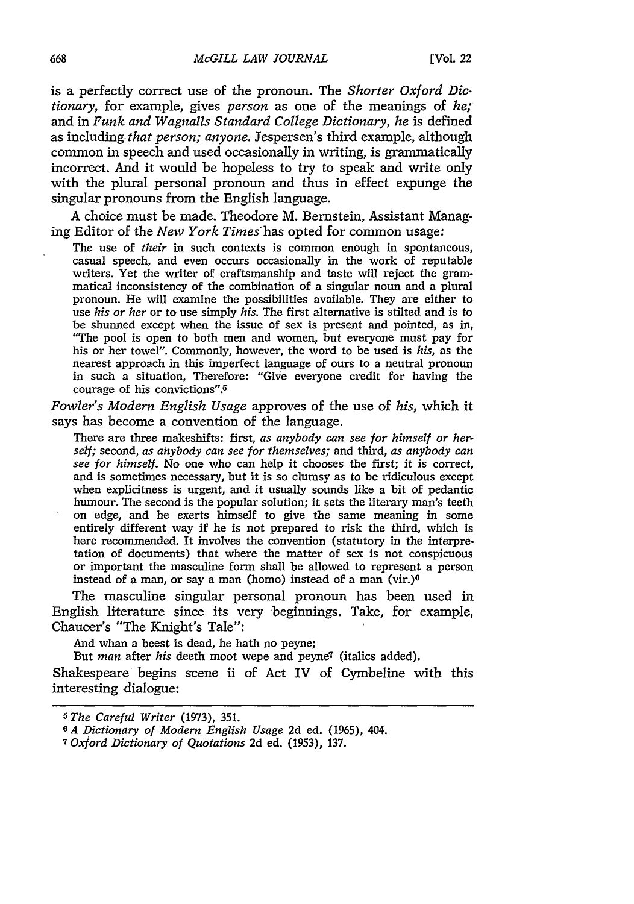is a perfectly correct use of the pronoun. The *Shorter Oxford Dictionary*, for example, gives *person* as one of the meanings of *he;* and in *Funk and Wagnalls Standard College Dictionary*, *he* is defined as including *that person; anyone.* Jespersen's third example, although common in speech and used occasionally in writing, is grammatically incorrect. And it would be hopeless to try to speak and write only with the plural personal pronoun and thus in effect expunge the singular pronouns from the English language.

A choice must be made. Theodore M. Bernstein, Assistant Managing Editor of the *New York Times* has opted for common usage:

> The use of *their* in such contexts is common enough in spontaneous, casual speech, and even occurs occasionally in the work of reputable writers. Yet the writer of craftsmanship and taste will reject the grammatical inconsistency of the combination of a singular noun and a plural pronoun. He will examine the possibilities available. They are either to use *his or her* or to use simply *his.* The first alternative is stilted and is to be shunned except when the issue of sex is present and pointed, as in, "The pool is open to both men and women, but everyone must pay for his or her towel". Commonly, however, the word to be used is *his*, as the nearest approach in this imperfect language of ours to a neutral pronoun in such a situation, Therefore: "Give everyone credit for having the courage of his convictions".[5]

*Fowler's Modern English Usage* approves of the use of *his*, which it says has become a convention of the language.

> There are three makeshifts: first, *as anybody can see for himself or herself;* second, *as anybody can see for themselves;* and third, *as anybody can see for himself.* No one who can help it chooses the first; it is correct, and is sometimes necessary, but it is so clumsy as to be ridiculous except when explicitness is urgent, and it usually sounds like a bit of pedantic humour. The second is the popular solution; it sets the literary man's teeth on edge, and he exerts himself to give the same meaning in some entirely different way if he is not prepared to risk the third, which is here recommended. It involves the convention (statutory in the interpretation of documents) that where the matter of sex is not conspicuous or important the masculine form shall be allowed to represent a person instead of a man, or say a man (homo) instead of a man (vir.)[6]

The masculine singular personal pronoun has been used in English literature since its very beginnings. Take, for example, Chaucer's "The Knight's Tale":

> And whan a beest is dead, he hath no peyne;
> But *man* after *his* deeth moot wepe and peyne[7] (italics added).

Shakespeare begins scene ii of Act IV of Cymbeline with this interesting dialogue:

---

[5] *The Careful Writer* (1973), 351.

[6] *A Dictionary of Modern English Usage* 2d ed. (1965), 404.

[7] *Oxford Dictionary of Quotations* 2d ed. (1953), 137.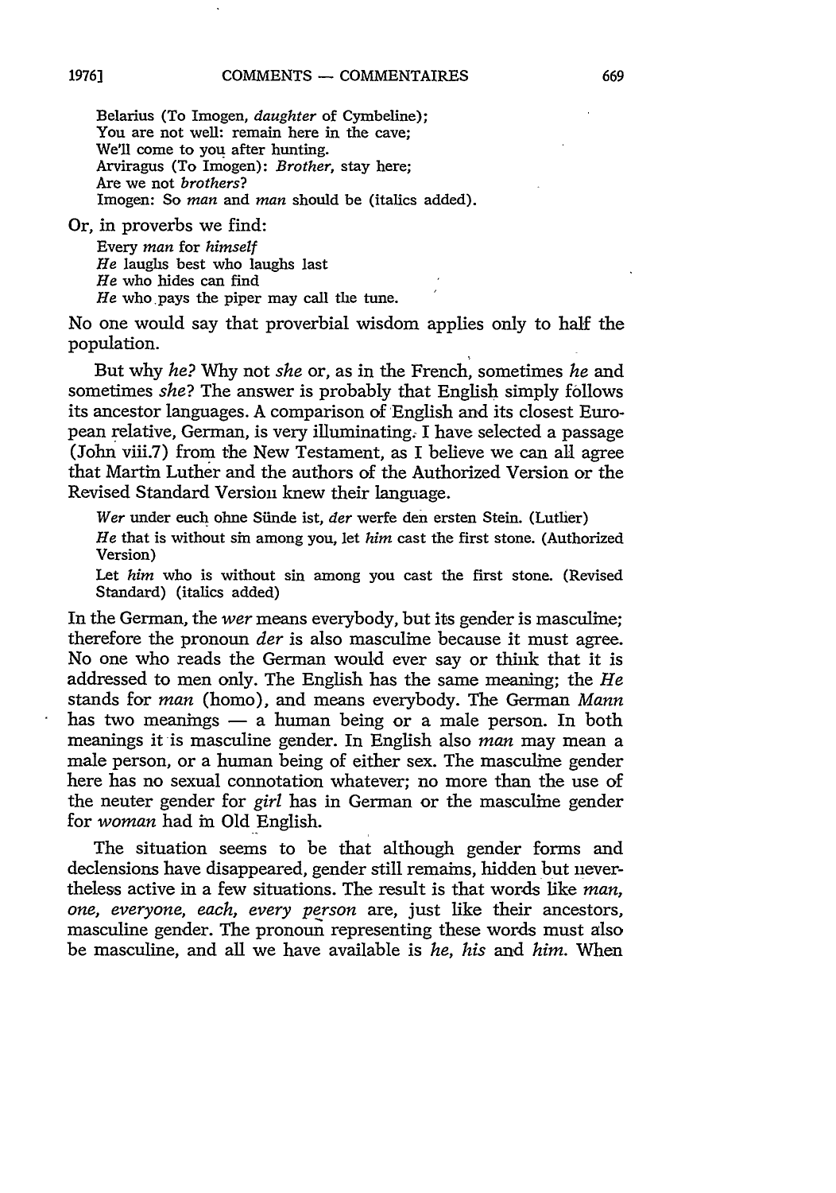Belarius (To Imogen, *daughter* of Cymbeline);
You are not well: remain here in the cave;
We'll come to you after hunting.
Arviragus (To Imogen): *Brother*, stay here;
Are we not *brothers*?
Imogen: So *man* and *man* should be (italics added).

Or, in proverbs we find:

> Every *man* for *himself*
> *He* laughs best who laughs last
> *He* who hides can find
> *He* who pays the piper may call the tune.

No one would say that proverbial wisdom applies only to half the population.

But why *he*? Why not *she* or, as in the French, sometimes *he* and sometimes *she*? The answer is probably that English simply follows its ancestor languages. A comparison of English and its closest European relative, German, is very illuminating. I have selected a passage (John viii.7) from the New Testament, as I believe we can all agree that Martin Luther and the authors of the Authorized Version or the Revised Standard Version knew their language.

> *Wer* under euch ohne Sünde ist, *der* werfe den ersten Stein. (Luther)
>
> *He* that is without sin among you, let *him* cast the first stone. (Authorized Version)
>
> Let *him* who is without sin among you cast the first stone. (Revised Standard) (italics added)

In the German, the *wer* means everybody, but its gender is masculine; therefore the pronoun *der* is also masculine because it must agree. No one who reads the German would ever say or think that it is addressed to men only. The English has the same meaning; the *He* stands for *man* (homo), and means everybody. The German *Mann* has two meanings — a human being or a male person. In both meanings it is masculine gender. In English also *man* may mean a male person, or a human being of either sex. The masculine gender here has no sexual connotation whatever; no more than the use of the neuter gender for *girl* has in German or the masculine gender for *woman* had in Old English.

The situation seems to be that although gender forms and declensions have disappeared, gender still remains, hidden but nevertheless active in a few situations. The result is that words like *man, one, everyone, each, every person* are, just like their ancestors, masculine gender. The pronoun representing these words must also be masculine, and all we have available is *he, his* and *him*. When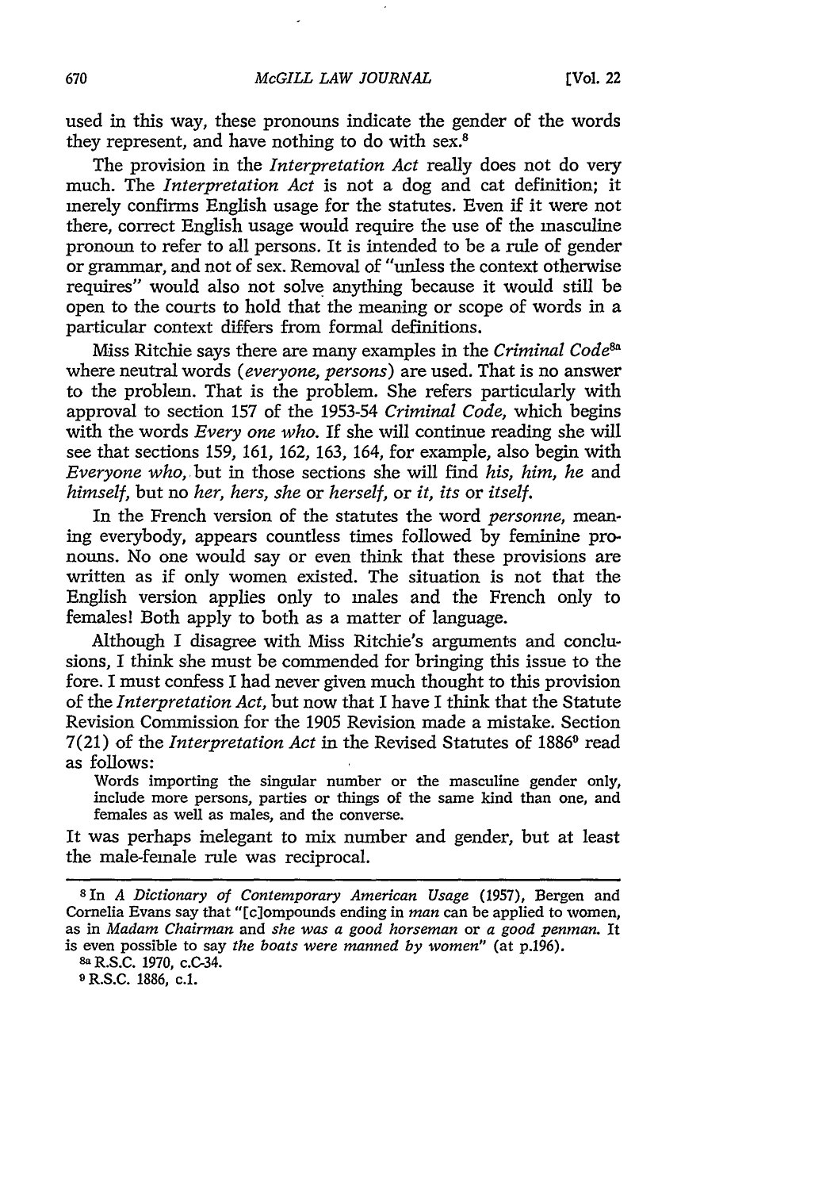used in this way, these pronouns indicate the gender of the words they represent, and have nothing to do with sex.[8]

The provision in the *Interpretation Act* really does not do very much. The *Interpretation Act* is not a dog and cat definition; it merely confirms English usage for the statutes. Even if it were not there, correct English usage would require the use of the masculine pronoun to refer to all persons. It is intended to be a rule of gender or grammar, and not of sex. Removal of "unless the context otherwise requires" would also not solve anything because it would still be open to the courts to hold that the meaning or scope of words in a particular context differs from formal definitions.

Miss Ritchie says there are many examples in the *Criminal Code*[8a] where neutral words (*everyone, persons*) are used. That is no answer to the problem. That is the problem. She refers particularly with approval to section 157 of the 1953-54 *Criminal Code*, which begins with the words *Every one who*. If she will continue reading she will see that sections 159, 161, 162, 163, 164, for example, also begin with *Everyone who*, but in those sections she will find *his, him, he* and *himself*, but no *her, hers, she* or *herself*, or *it, its* or *itself*.

In the French version of the statutes the word *personne*, meaning everybody, appears countless times followed by feminine pronouns. No one would say or even think that these provisions are written as if only women existed. The situation is not that the English version applies only to males and the French only to females! Both apply to both as a matter of language.

Although I disagree with Miss Ritchie's arguments and conclusions, I think she must be commended for bringing this issue to the fore. I must confess I had never given much thought to this provision of the *Interpretation Act*, but now that I have I think that the Statute Revision Commission for the 1905 Revision made a mistake. Section 7(21) of the *Interpretation Act* in the Revised Statutes of 1886[9] read as follows:

> Words importing the singular number or the masculine gender only, include more persons, parties or things of the same kind than one, and females as well as males, and the converse.

It was perhaps inelegant to mix number and gender, but at least the male-female rule was reciprocal.

---

[8] In *A Dictionary of Contemporary American Usage* (1957), Bergen and Cornelia Evans say that "[c]ompounds ending in *man* can be applied to women, as in *Madam Chairman* and *she was a good horseman* or *a good penman*. It is even possible to say *the boats were manned by women*" (at p.196).

[8a] R.S.C. 1970, c.C-34.

[9] R.S.C. 1886, c.1.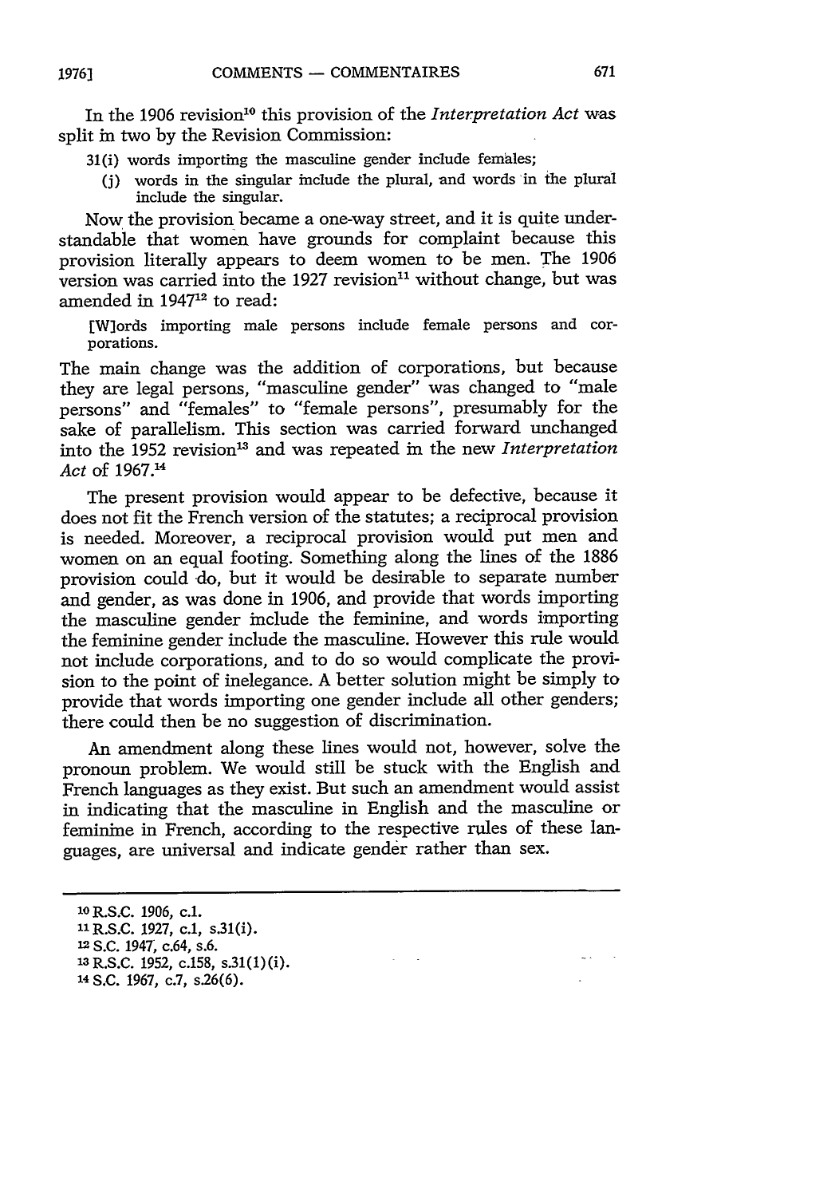In the 1906 revision[10] this provision of the *Interpretation Act* was split in two by the Revision Commission:

> 31(i) words importing the masculine gender include females;
>
> (j) words in the singular include the plural, and words in the plural include the singular.

Now the provision became a one-way street, and it is quite understandable that women have grounds for complaint because this provision literally appears to deem women to be men. The 1906 version was carried into the 1927 revision[11] without change, but was amended in 1947[12] to read:

> [W]ords importing male persons include female persons and corporations.

The main change was the addition of corporations, but because they are legal persons, "masculine gender" was changed to "male persons" and "females" to "female persons", presumably for the sake of parallelism. This section was carried forward unchanged into the 1952 revision[13] and was repeated in the new *Interpretation Act* of 1967.[14]

The present provision would appear to be defective, because it does not fit the French version of the statutes; a reciprocal provision is needed. Moreover, a reciprocal provision would put men and women on an equal footing. Something along the lines of the 1886 provision could do, but it would be desirable to separate number and gender, as was done in 1906, and provide that words importing the masculine gender include the feminine, and words importing the feminine gender include the masculine. However this rule would not include corporations, and to do so would complicate the provision to the point of inelegance. A better solution might be simply to provide that words importing one gender include all other genders; there could then be no suggestion of discrimination.

An amendment along these lines would not, however, solve the pronoun problem. We would still be stuck with the English and French languages as they exist. But such an amendment would assist in indicating that the masculine in English and the masculine or feminine in French, according to the respective rules of these languages, are universal and indicate gender rather than sex.

---

[10] R.S.C. 1906, c.1.

[11] R.S.C. 1927, c.1, s.31(i).

[12] S.C. 1947, c.64, s.6.

[13] R.S.C. 1952, c.158, s.31(1)(i).

[14] S.C. 1967, c.7, s.26(6).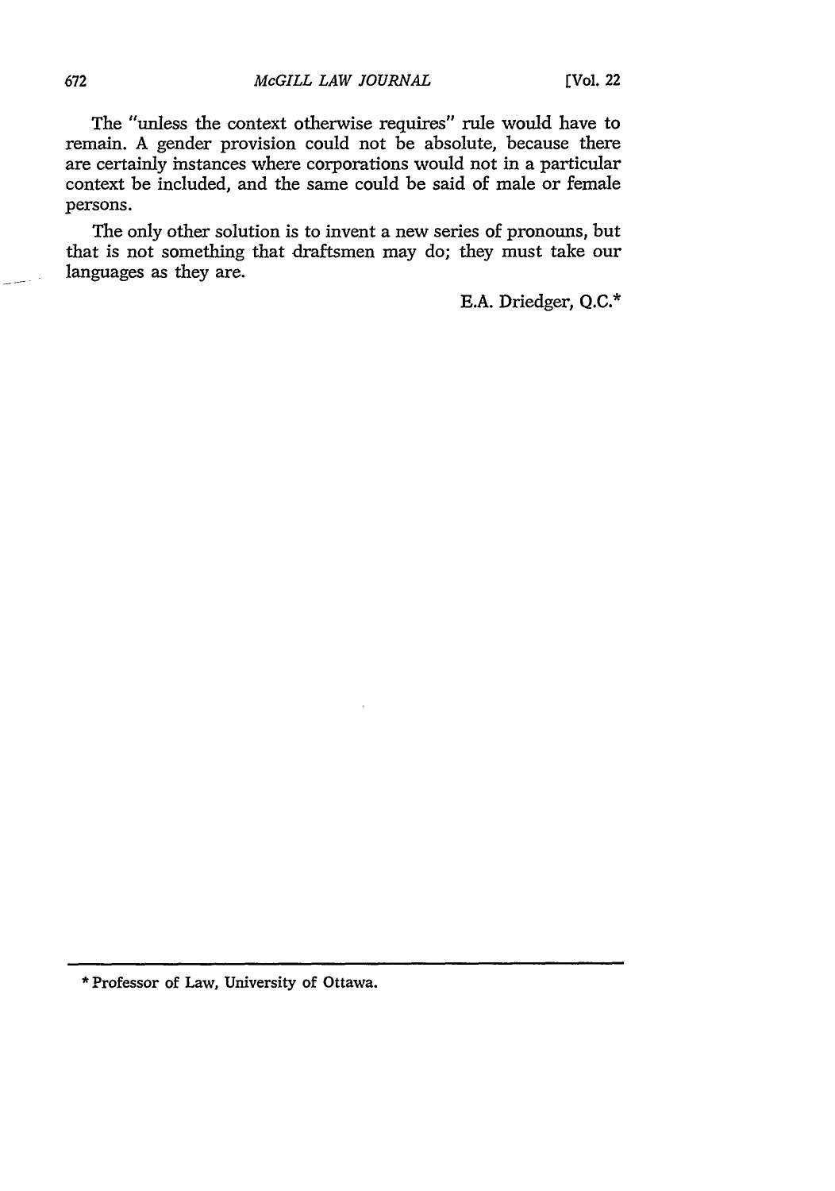The "unless the context otherwise requires" rule would have to remain. A gender provision could not be absolute, because there are certainly instances where corporations would not in a particular context be included, and the same could be said of male or female persons.

The only other solution is to invent a new series of pronouns, but that is not something that draftsmen may do; they must take our languages as they are.

E.A. Driedger, Q.C.*

---

* Professor of Law, University of Ottawa.